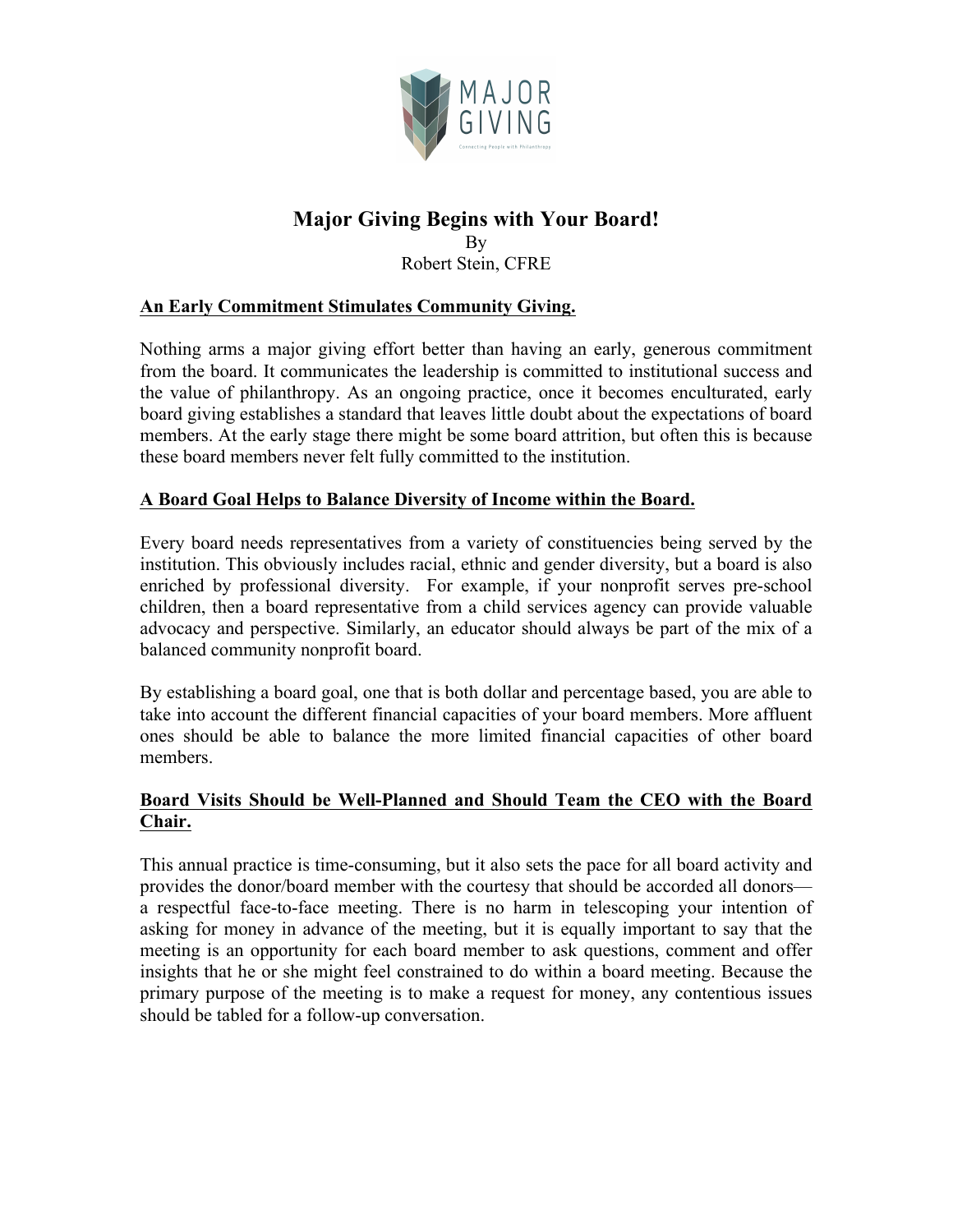# Major Giving Begins with Your Board!

By
Robert Stein, CFRE

## An Early Commitment Stimulates Community Giving.

Nothing arms a major giving effort better than having an early, generous commitment from the board. It communicates the leadership is committed to institutional success and the value of philanthropy. As an ongoing practice, once it becomes enculturated, early board giving establishes a standard that leaves little doubt about the expectations of board members. At the early stage there might be some board attrition, but often this is because these board members never felt fully committed to the institution.

## A Board Goal Helps to Balance Diversity of Income within the Board.

Every board needs representatives from a variety of constituencies being served by the institution. This obviously includes racial, ethnic and gender diversity, but a board is also enriched by professional diversity. For example, if your nonprofit serves pre-school children, then a board representative from a child services agency can provide valuable advocacy and perspective. Similarly, an educator should always be part of the mix of a balanced community nonprofit board.

By establishing a board goal, one that is both dollar and percentage based, you are able to take into account the different financial capacities of your board members. More affluent ones should be able to balance the more limited financial capacities of other board members.

## Board Visits Should be Well-Planned and Should Team the CEO with the Board Chair.

This annual practice is time-consuming, but it also sets the pace for all board activity and provides the donor/board member with the courtesy that should be accorded all donors—a respectful face-to-face meeting. There is no harm in telescoping your intention of asking for money in advance of the meeting, but it is equally important to say that the meeting is an opportunity for each board member to ask questions, comment and offer insights that he or she might feel constrained to do within a board meeting. Because the primary purpose of the meeting is to make a request for money, any contentious issues should be tabled for a follow-up conversation.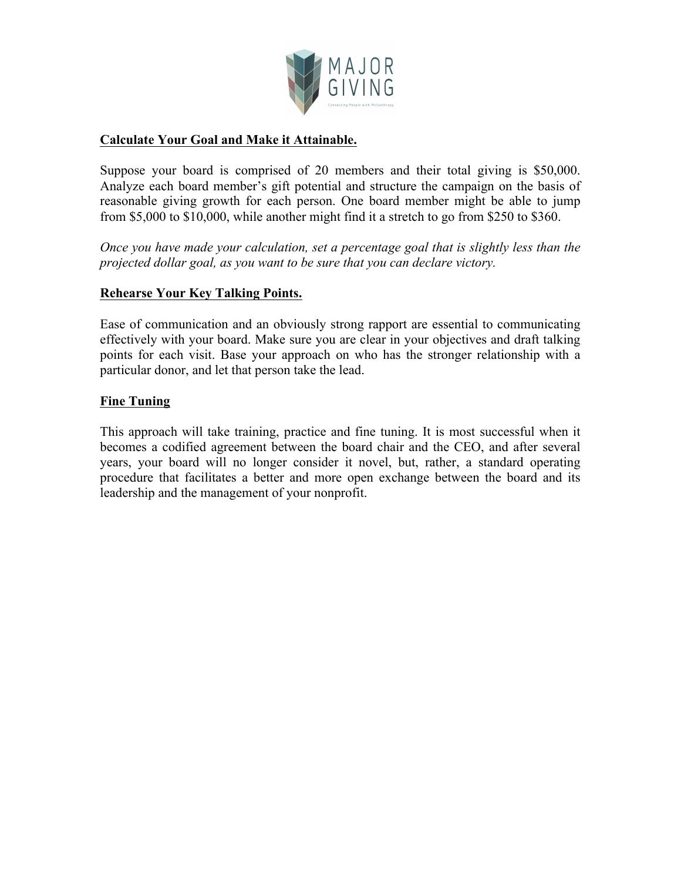**Calculate Your Goal and Make it Attainable.**

Suppose your board is comprised of 20 members and their total giving is $50,000. Analyze each board member's gift potential and structure the campaign on the basis of reasonable giving growth for each person. One board member might be able to jump from $5,000 to $10,000, while another might find it a stretch to go from $250 to $360.

*Once you have made your calculation, set a percentage goal that is slightly less than the projected dollar goal, as you want to be sure that you can declare victory.*

**Rehearse Your Key Talking Points.**

Ease of communication and an obviously strong rapport are essential to communicating effectively with your board. Make sure you are clear in your objectives and draft talking points for each visit. Base your approach on who has the stronger relationship with a particular donor, and let that person take the lead.

**Fine Tuning**

This approach will take training, practice and fine tuning. It is most successful when it becomes a codified agreement between the board chair and the CEO, and after several years, your board will no longer consider it novel, but, rather, a standard operating procedure that facilitates a better and more open exchange between the board and its leadership and the management of your nonprofit.